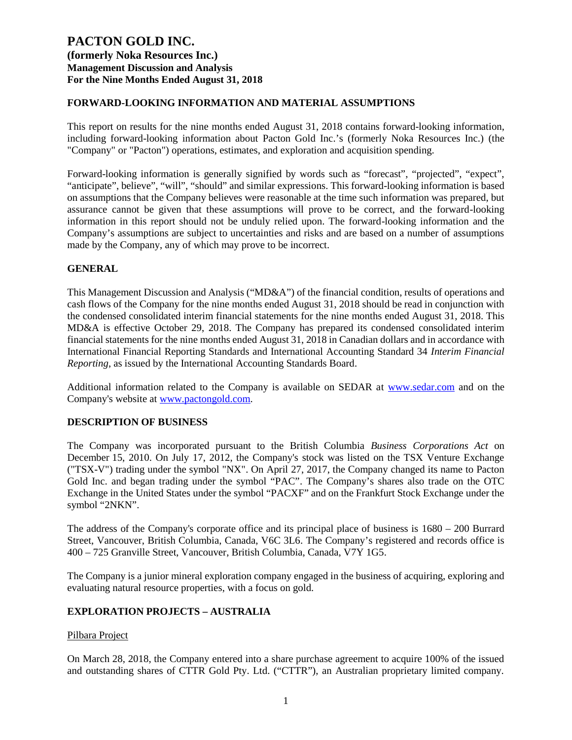# PACTON GOLD INC.

**(formerly Noka Resources Inc.)**
**Management Discussion and Analysis**
**For the Nine Months Ended August 31, 2018**

## FORWARD-LOOKING INFORMATION AND MATERIAL ASSUMPTIONS

This report on results for the nine months ended August 31, 2018 contains forward-looking information, including forward-looking information about Pacton Gold Inc.'s (formerly Noka Resources Inc.) (the "Company" or "Pacton") operations, estimates, and exploration and acquisition spending.

Forward-looking information is generally signified by words such as "forecast", "projected", "expect", "anticipate", believe", "will", "should" and similar expressions. This forward-looking information is based on assumptions that the Company believes were reasonable at the time such information was prepared, but assurance cannot be given that these assumptions will prove to be correct, and the forward-looking information in this report should not be unduly relied upon. The forward-looking information and the Company's assumptions are subject to uncertainties and risks and are based on a number of assumptions made by the Company, any of which may prove to be incorrect.

## GENERAL

This Management Discussion and Analysis ("MD&A") of the financial condition, results of operations and cash flows of the Company for the nine months ended August 31, 2018 should be read in conjunction with the condensed consolidated interim financial statements for the nine months ended August 31, 2018. This MD&A is effective October 29, 2018. The Company has prepared its condensed consolidated interim financial statements for the nine months ended August 31, 2018 in Canadian dollars and in accordance with International Financial Reporting Standards and International Accounting Standard 34 *Interim Financial Reporting*, as issued by the International Accounting Standards Board.

Additional information related to the Company is available on SEDAR at www.sedar.com and on the Company's website at www.pactongold.com.

## DESCRIPTION OF BUSINESS

The Company was incorporated pursuant to the British Columbia *Business Corporations Act* on December 15, 2010. On July 17, 2012, the Company's stock was listed on the TSX Venture Exchange ("TSX-V") trading under the symbol "NX". On April 27, 2017, the Company changed its name to Pacton Gold Inc. and began trading under the symbol "PAC". The Company's shares also trade on the OTC Exchange in the United States under the symbol "PACXF" and on the Frankfurt Stock Exchange under the symbol "2NKN".

The address of the Company's corporate office and its principal place of business is 1680 – 200 Burrard Street, Vancouver, British Columbia, Canada, V6C 3L6. The Company's registered and records office is 400 – 725 Granville Street, Vancouver, British Columbia, Canada, V7Y 1G5.

The Company is a junior mineral exploration company engaged in the business of acquiring, exploring and evaluating natural resource properties, with a focus on gold.

## EXPLORATION PROJECTS – AUSTRALIA

### Pilbara Project

On March 28, 2018, the Company entered into a share purchase agreement to acquire 100% of the issued and outstanding shares of CTTR Gold Pty. Ltd. ("CTTR"), an Australian proprietary limited company.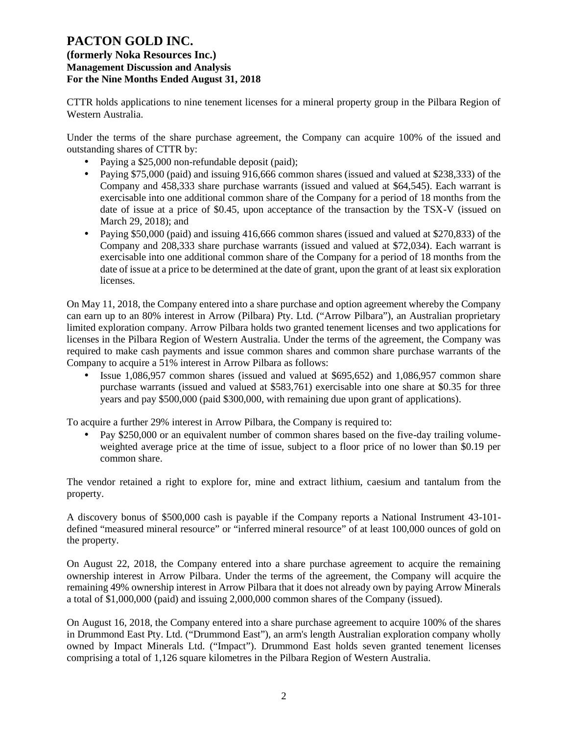CTTR holds applications to nine tenement licenses for a mineral property group in the Pilbara Region of Western Australia.

Under the terms of the share purchase agreement, the Company can acquire 100% of the issued and outstanding shares of CTTR by:

- Paying a $25,000 non-refundable deposit (paid);
- Paying $75,000 (paid) and issuing 916,666 common shares (issued and valued at $238,333) of the Company and 458,333 share purchase warrants (issued and valued at $64,545). Each warrant is exercisable into one additional common share of the Company for a period of 18 months from the date of issue at a price of $0.45, upon acceptance of the transaction by the TSX-V (issued on March 29, 2018); and
- Paying $50,000 (paid) and issuing 416,666 common shares (issued and valued at $270,833) of the Company and 208,333 share purchase warrants (issued and valued at $72,034). Each warrant is exercisable into one additional common share of the Company for a period of 18 months from the date of issue at a price to be determined at the date of grant, upon the grant of at least six exploration licenses.

On May 11, 2018, the Company entered into a share purchase and option agreement whereby the Company can earn up to an 80% interest in Arrow (Pilbara) Pty. Ltd. ("Arrow Pilbara"), an Australian proprietary limited exploration company. Arrow Pilbara holds two granted tenement licenses and two applications for licenses in the Pilbara Region of Western Australia. Under the terms of the agreement, the Company was required to make cash payments and issue common shares and common share purchase warrants of the Company to acquire a 51% interest in Arrow Pilbara as follows:

- Issue 1,086,957 common shares (issued and valued at $695,652) and 1,086,957 common share purchase warrants (issued and valued at $583,761) exercisable into one share at $0.35 for three years and pay $500,000 (paid $300,000, with remaining due upon grant of applications).

To acquire a further 29% interest in Arrow Pilbara, the Company is required to:

- Pay $250,000 or an equivalent number of common shares based on the five-day trailing volume-weighted average price at the time of issue, subject to a floor price of no lower than $0.19 per common share.

The vendor retained a right to explore for, mine and extract lithium, caesium and tantalum from the property.

A discovery bonus of $500,000 cash is payable if the Company reports a National Instrument 43-101-defined "measured mineral resource" or "inferred mineral resource" of at least 100,000 ounces of gold on the property.

On August 22, 2018, the Company entered into a share purchase agreement to acquire the remaining ownership interest in Arrow Pilbara. Under the terms of the agreement, the Company will acquire the remaining 49% ownership interest in Arrow Pilbara that it does not already own by paying Arrow Minerals a total of $1,000,000 (paid) and issuing 2,000,000 common shares of the Company (issued).

On August 16, 2018, the Company entered into a share purchase agreement to acquire 100% of the shares in Drummond East Pty. Ltd. ("Drummond East"), an arm's length Australian exploration company wholly owned by Impact Minerals Ltd. ("Impact"). Drummond East holds seven granted tenement licenses comprising a total of 1,126 square kilometres in the Pilbara Region of Western Australia.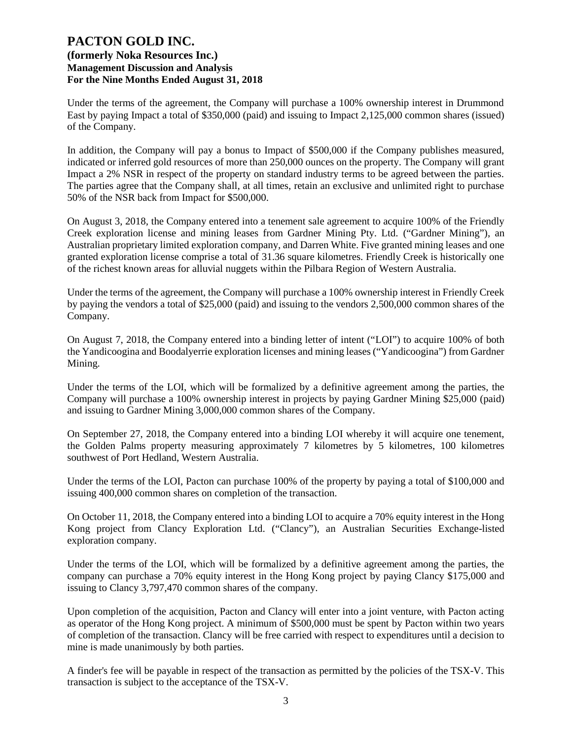Under the terms of the agreement, the Company will purchase a 100% ownership interest in Drummond East by paying Impact a total of $350,000 (paid) and issuing to Impact 2,125,000 common shares (issued) of the Company.

In addition, the Company will pay a bonus to Impact of $500,000 if the Company publishes measured, indicated or inferred gold resources of more than 250,000 ounces on the property. The Company will grant Impact a 2% NSR in respect of the property on standard industry terms to be agreed between the parties. The parties agree that the Company shall, at all times, retain an exclusive and unlimited right to purchase 50% of the NSR back from Impact for $500,000.

On August 3, 2018, the Company entered into a tenement sale agreement to acquire 100% of the Friendly Creek exploration license and mining leases from Gardner Mining Pty. Ltd. ("Gardner Mining"), an Australian proprietary limited exploration company, and Darren White. Five granted mining leases and one granted exploration license comprise a total of 31.36 square kilometres. Friendly Creek is historically one of the richest known areas for alluvial nuggets within the Pilbara Region of Western Australia.

Under the terms of the agreement, the Company will purchase a 100% ownership interest in Friendly Creek by paying the vendors a total of $25,000 (paid) and issuing to the vendors 2,500,000 common shares of the Company.

On August 7, 2018, the Company entered into a binding letter of intent ("LOI") to acquire 100% of both the Yandicoogina and Boodalyerrie exploration licenses and mining leases ("Yandicoogina") from Gardner Mining.

Under the terms of the LOI, which will be formalized by a definitive agreement among the parties, the Company will purchase a 100% ownership interest in projects by paying Gardner Mining $25,000 (paid) and issuing to Gardner Mining 3,000,000 common shares of the Company.

On September 27, 2018, the Company entered into a binding LOI whereby it will acquire one tenement, the Golden Palms property measuring approximately 7 kilometres by 5 kilometres, 100 kilometres southwest of Port Hedland, Western Australia.

Under the terms of the LOI, Pacton can purchase 100% of the property by paying a total of $100,000 and issuing 400,000 common shares on completion of the transaction.

On October 11, 2018, the Company entered into a binding LOI to acquire a 70% equity interest in the Hong Kong project from Clancy Exploration Ltd. ("Clancy"), an Australian Securities Exchange-listed exploration company.

Under the terms of the LOI, which will be formalized by a definitive agreement among the parties, the company can purchase a 70% equity interest in the Hong Kong project by paying Clancy $175,000 and issuing to Clancy 3,797,470 common shares of the company.

Upon completion of the acquisition, Pacton and Clancy will enter into a joint venture, with Pacton acting as operator of the Hong Kong project. A minimum of $500,000 must be spent by Pacton within two years of completion of the transaction. Clancy will be free carried with respect to expenditures until a decision to mine is made unanimously by both parties.

A finder's fee will be payable in respect of the transaction as permitted by the policies of the TSX-V. This transaction is subject to the acceptance of the TSX-V.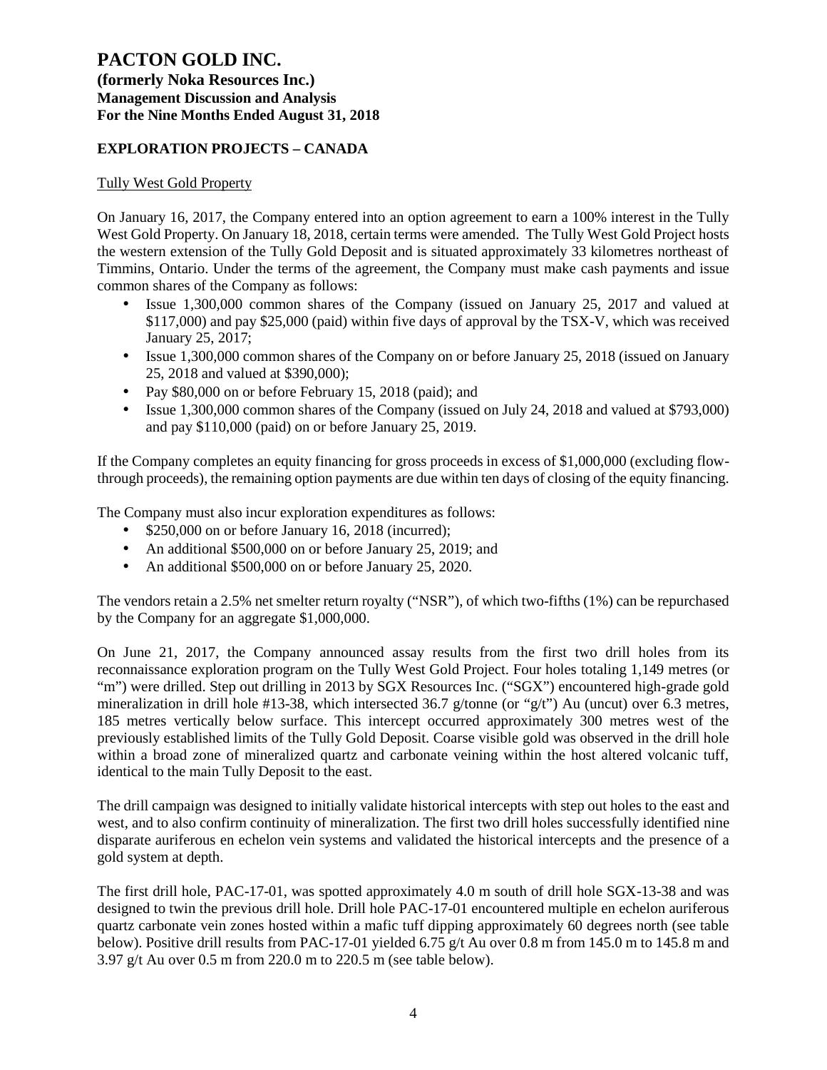# PACTON GOLD INC.

**(formerly Noka Resources Inc.)**
**Management Discussion and Analysis**
**For the Nine Months Ended August 31, 2018**

## EXPLORATION PROJECTS – CANADA

Tully West Gold Property

On January 16, 2017, the Company entered into an option agreement to earn a 100% interest in the Tully West Gold Property. On January 18, 2018, certain terms were amended. The Tully West Gold Project hosts the western extension of the Tully Gold Deposit and is situated approximately 33 kilometres northeast of Timmins, Ontario. Under the terms of the agreement, the Company must make cash payments and issue common shares of the Company as follows:

- Issue 1,300,000 common shares of the Company (issued on January 25, 2017 and valued at \$117,000) and pay \$25,000 (paid) within five days of approval by the TSX-V, which was received January 25, 2017;
- Issue 1,300,000 common shares of the Company on or before January 25, 2018 (issued on January 25, 2018 and valued at \$390,000);
- Pay \$80,000 on or before February 15, 2018 (paid); and
- Issue 1,300,000 common shares of the Company (issued on July 24, 2018 and valued at \$793,000) and pay \$110,000 (paid) on or before January 25, 2019.

If the Company completes an equity financing for gross proceeds in excess of \$1,000,000 (excluding flow-through proceeds), the remaining option payments are due within ten days of closing of the equity financing.

The Company must also incur exploration expenditures as follows:

- \$250,000 on or before January 16, 2018 (incurred);
- An additional \$500,000 on or before January 25, 2019; and
- An additional \$500,000 on or before January 25, 2020.

The vendors retain a 2.5% net smelter return royalty ("NSR"), of which two-fifths (1%) can be repurchased by the Company for an aggregate \$1,000,000.

On June 21, 2017, the Company announced assay results from the first two drill holes from its reconnaissance exploration program on the Tully West Gold Project. Four holes totaling 1,149 metres (or "m") were drilled. Step out drilling in 2013 by SGX Resources Inc. ("SGX") encountered high-grade gold mineralization in drill hole #13-38, which intersected 36.7 g/tonne (or "g/t") Au (uncut) over 6.3 metres, 185 metres vertically below surface. This intercept occurred approximately 300 metres west of the previously established limits of the Tully Gold Deposit. Coarse visible gold was observed in the drill hole within a broad zone of mineralized quartz and carbonate veining within the host altered volcanic tuff, identical to the main Tully Deposit to the east.

The drill campaign was designed to initially validate historical intercepts with step out holes to the east and west, and to also confirm continuity of mineralization. The first two drill holes successfully identified nine disparate auriferous en echelon vein systems and validated the historical intercepts and the presence of a gold system at depth.

The first drill hole, PAC-17-01, was spotted approximately 4.0 m south of drill hole SGX-13-38 and was designed to twin the previous drill hole. Drill hole PAC-17-01 encountered multiple en echelon auriferous quartz carbonate vein zones hosted within a mafic tuff dipping approximately 60 degrees north (see table below). Positive drill results from PAC-17-01 yielded 6.75 g/t Au over 0.8 m from 145.0 m to 145.8 m and 3.97 g/t Au over 0.5 m from 220.0 m to 220.5 m (see table below).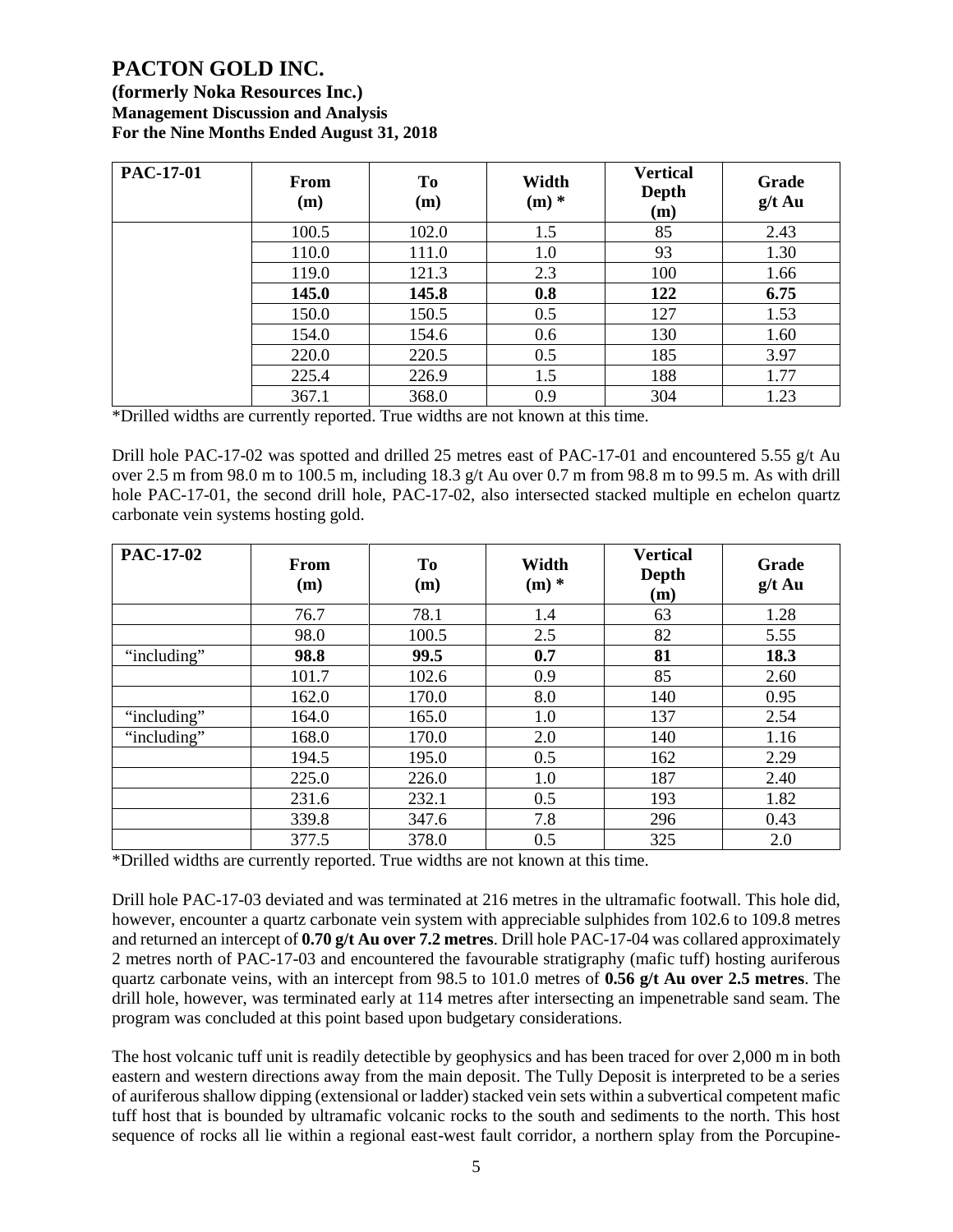| PAC-17-01 | From (m) | To (m) | Width (m) * | Vertical Depth (m) | Grade g/t Au |
|---|---|---|---|---|---|
| | 100.5 | 102.0 | 1.5 | 85 | 2.43 |
| | 110.0 | 111.0 | 1.0 | 93 | 1.30 |
| | 119.0 | 121.3 | 2.3 | 100 | 1.66 |
| | **145.0** | **145.8** | **0.8** | **122** | **6.75** |
| | 150.0 | 150.5 | 0.5 | 127 | 1.53 |
| | 154.0 | 154.6 | 0.6 | 130 | 1.60 |
| | 220.0 | 220.5 | 0.5 | 185 | 3.97 |
| | 225.4 | 226.9 | 1.5 | 188 | 1.77 |
| | 367.1 | 368.0 | 0.9 | 304 | 1.23 |

*Drilled widths are currently reported. True widths are not known at this time.

Drill hole PAC-17-02 was spotted and drilled 25 metres east of PAC-17-01 and encountered 5.55 g/t Au over 2.5 m from 98.0 m to 100.5 m, including 18.3 g/t Au over 0.7 m from 98.8 m to 99.5 m. As with drill hole PAC-17-01, the second drill hole, PAC-17-02, also intersected stacked multiple en echelon quartz carbonate vein systems hosting gold.

| PAC-17-02 | From (m) | To (m) | Width (m) * | Vertical Depth (m) | Grade g/t Au |
|---|---|---|---|---|---|
| | 76.7 | 78.1 | 1.4 | 63 | 1.28 |
| | 98.0 | 100.5 | 2.5 | 82 | 5.55 |
| "including" | **98.8** | **99.5** | **0.7** | **81** | **18.3** |
| | 101.7 | 102.6 | 0.9 | 85 | 2.60 |
| | 162.0 | 170.0 | 8.0 | 140 | 0.95 |
| "including" | 164.0 | 165.0 | 1.0 | 137 | 2.54 |
| "including" | 168.0 | 170.0 | 2.0 | 140 | 1.16 |
| | 194.5 | 195.0 | 0.5 | 162 | 2.29 |
| | 225.0 | 226.0 | 1.0 | 187 | 2.40 |
| | 231.6 | 232.1 | 0.5 | 193 | 1.82 |
| | 339.8 | 347.6 | 7.8 | 296 | 0.43 |
| | 377.5 | 378.0 | 0.5 | 325 | 2.0 |

*Drilled widths are currently reported. True widths are not known at this time.

Drill hole PAC-17-03 deviated and was terminated at 216 metres in the ultramafic footwall. This hole did, however, encounter a quartz carbonate vein system with appreciable sulphides from 102.6 to 109.8 metres and returned an intercept of **0.70 g/t Au over 7.2 metres**. Drill hole PAC-17-04 was collared approximately 2 metres north of PAC-17-03 and encountered the favourable stratigraphy (mafic tuff) hosting auriferous quartz carbonate veins, with an intercept from 98.5 to 101.0 metres of **0.56 g/t Au over 2.5 metres**. The drill hole, however, was terminated early at 114 metres after intersecting an impenetrable sand seam. The program was concluded at this point based upon budgetary considerations.

The host volcanic tuff unit is readily detectible by geophysics and has been traced for over 2,000 m in both eastern and western directions away from the main deposit. The Tully Deposit is interpreted to be a series of auriferous shallow dipping (extensional or ladder) stacked vein sets within a subvertical competent mafic tuff host that is bounded by ultramafic volcanic rocks to the south and sediments to the north. This host sequence of rocks all lie within a regional east-west fault corridor, a northern splay from the Porcupine-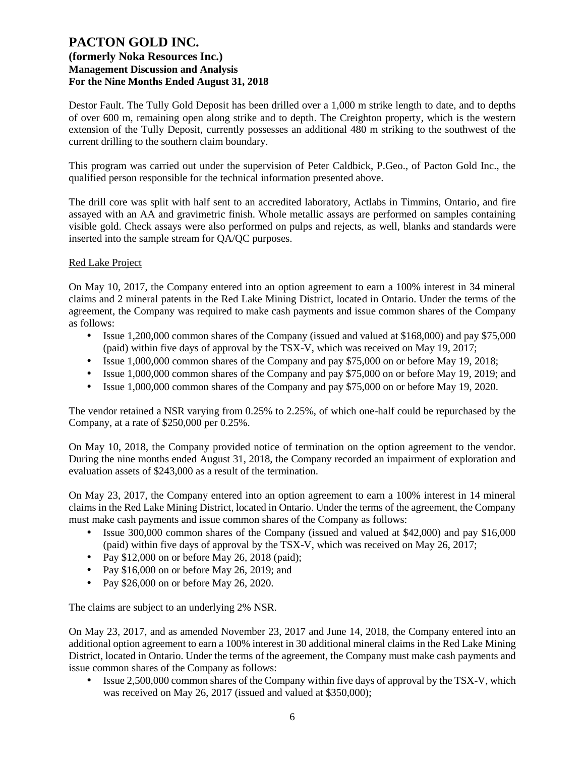Destor Fault. The Tully Gold Deposit has been drilled over a 1,000 m strike length to date, and to depths of over 600 m, remaining open along strike and to depth. The Creighton property, which is the western extension of the Tully Deposit, currently possesses an additional 480 m striking to the southwest of the current drilling to the southern claim boundary.

This program was carried out under the supervision of Peter Caldbick, P.Geo., of Pacton Gold Inc., the qualified person responsible for the technical information presented above.

The drill core was split with half sent to an accredited laboratory, Actlabs in Timmins, Ontario, and fire assayed with an AA and gravimetric finish. Whole metallic assays are performed on samples containing visible gold. Check assays were also performed on pulps and rejects, as well, blanks and standards were inserted into the sample stream for QA/QC purposes.

Red Lake Project

On May 10, 2017, the Company entered into an option agreement to earn a 100% interest in 34 mineral claims and 2 mineral patents in the Red Lake Mining District, located in Ontario. Under the terms of the agreement, the Company was required to make cash payments and issue common shares of the Company as follows:

- Issue 1,200,000 common shares of the Company (issued and valued at $168,000) and pay $75,000 (paid) within five days of approval by the TSX-V, which was received on May 19, 2017;
- Issue 1,000,000 common shares of the Company and pay $75,000 on or before May 19, 2018;
- Issue 1,000,000 common shares of the Company and pay $75,000 on or before May 19, 2019; and
- Issue 1,000,000 common shares of the Company and pay $75,000 on or before May 19, 2020.

The vendor retained a NSR varying from 0.25% to 2.25%, of which one-half could be repurchased by the Company, at a rate of $250,000 per 0.25%.

On May 10, 2018, the Company provided notice of termination on the option agreement to the vendor. During the nine months ended August 31, 2018, the Company recorded an impairment of exploration and evaluation assets of $243,000 as a result of the termination.

On May 23, 2017, the Company entered into an option agreement to earn a 100% interest in 14 mineral claims in the Red Lake Mining District, located in Ontario. Under the terms of the agreement, the Company must make cash payments and issue common shares of the Company as follows:

- Issue 300,000 common shares of the Company (issued and valued at $42,000) and pay $16,000 (paid) within five days of approval by the TSX-V, which was received on May 26, 2017;
- Pay $12,000 on or before May 26, 2018 (paid);
- Pay $16,000 on or before May 26, 2019; and
- Pay $26,000 on or before May 26, 2020.

The claims are subject to an underlying 2% NSR.

On May 23, 2017, and as amended November 23, 2017 and June 14, 2018, the Company entered into an additional option agreement to earn a 100% interest in 30 additional mineral claims in the Red Lake Mining District, located in Ontario. Under the terms of the agreement, the Company must make cash payments and issue common shares of the Company as follows:

- Issue 2,500,000 common shares of the Company within five days of approval by the TSX-V, which was received on May 26, 2017 (issued and valued at $350,000);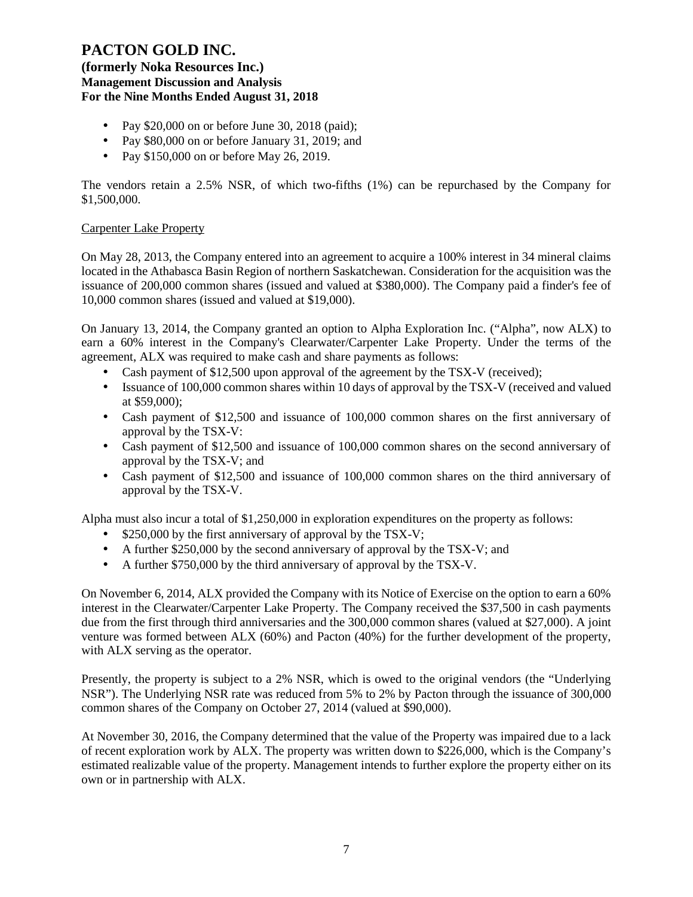- Pay \$20,000 on or before June 30, 2018 (paid);
- Pay \$80,000 on or before January 31, 2019; and
- Pay \$150,000 on or before May 26, 2019.

The vendors retain a 2.5% NSR, of which two-fifths (1%) can be repurchased by the Company for \$1,500,000.

<u>Carpenter Lake Property</u>

On May 28, 2013, the Company entered into an agreement to acquire a 100% interest in 34 mineral claims located in the Athabasca Basin Region of northern Saskatchewan. Consideration for the acquisition was the issuance of 200,000 common shares (issued and valued at \$380,000). The Company paid a finder's fee of 10,000 common shares (issued and valued at \$19,000).

On January 13, 2014, the Company granted an option to Alpha Exploration Inc. ("Alpha", now ALX) to earn a 60% interest in the Company's Clearwater/Carpenter Lake Property. Under the terms of the agreement, ALX was required to make cash and share payments as follows:

- Cash payment of \$12,500 upon approval of the agreement by the TSX-V (received);
- Issuance of 100,000 common shares within 10 days of approval by the TSX-V (received and valued at \$59,000);
- Cash payment of \$12,500 and issuance of 100,000 common shares on the first anniversary of approval by the TSX-V:
- Cash payment of \$12,500 and issuance of 100,000 common shares on the second anniversary of approval by the TSX-V; and
- Cash payment of \$12,500 and issuance of 100,000 common shares on the third anniversary of approval by the TSX-V.

Alpha must also incur a total of \$1,250,000 in exploration expenditures on the property as follows:

- \$250,000 by the first anniversary of approval by the TSX-V;
- A further \$250,000 by the second anniversary of approval by the TSX-V; and
- A further \$750,000 by the third anniversary of approval by the TSX-V.

On November 6, 2014, ALX provided the Company with its Notice of Exercise on the option to earn a 60% interest in the Clearwater/Carpenter Lake Property. The Company received the \$37,500 in cash payments due from the first through third anniversaries and the 300,000 common shares (valued at \$27,000). A joint venture was formed between ALX (60%) and Pacton (40%) for the further development of the property, with ALX serving as the operator.

Presently, the property is subject to a 2% NSR, which is owed to the original vendors (the "Underlying NSR"). The Underlying NSR rate was reduced from 5% to 2% by Pacton through the issuance of 300,000 common shares of the Company on October 27, 2014 (valued at \$90,000).

At November 30, 2016, the Company determined that the value of the Property was impaired due to a lack of recent exploration work by ALX. The property was written down to \$226,000, which is the Company's estimated realizable value of the property. Management intends to further explore the property either on its own or in partnership with ALX.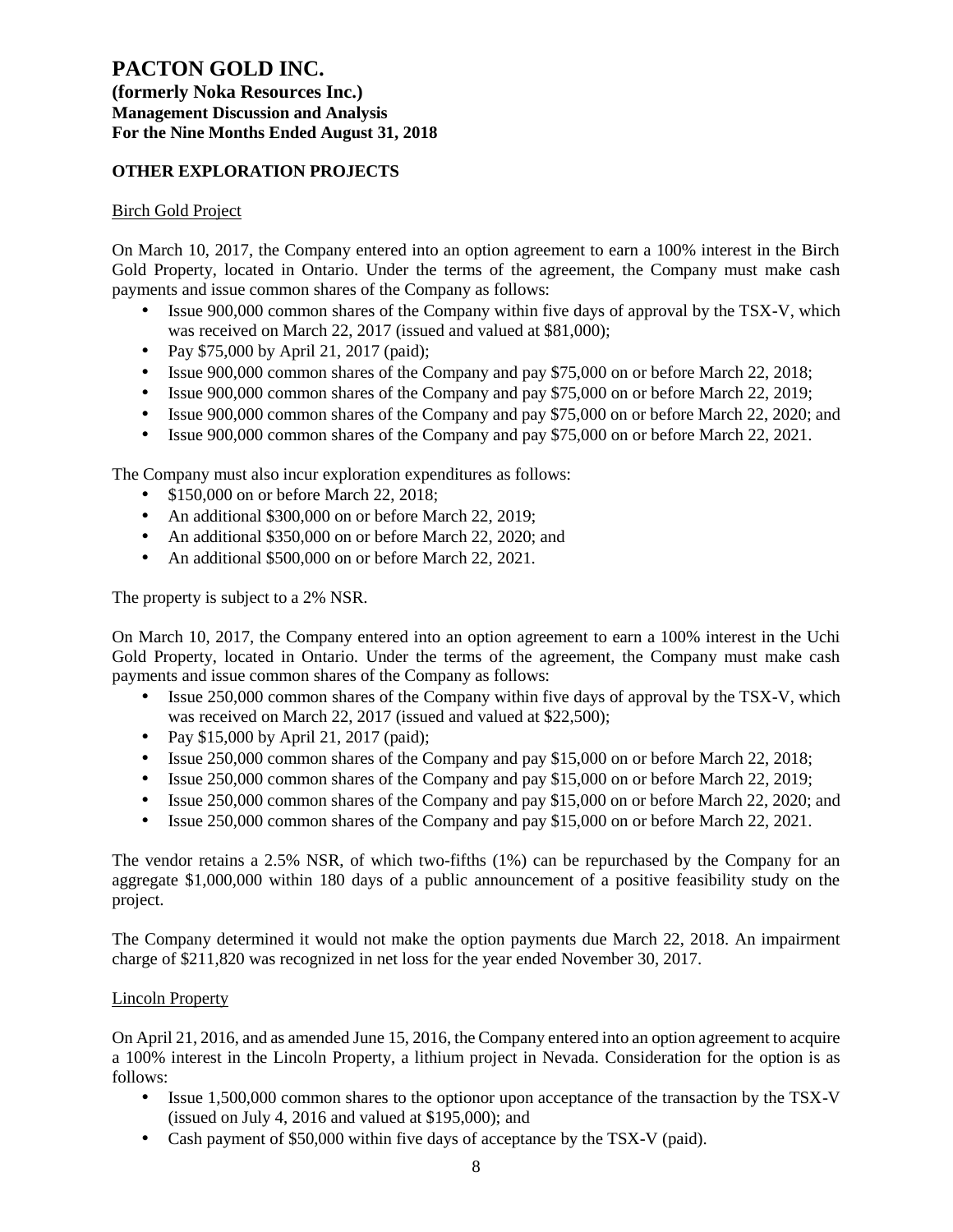## OTHER EXPLORATION PROJECTS

Birch Gold Project

On March 10, 2017, the Company entered into an option agreement to earn a 100% interest in the Birch Gold Property, located in Ontario. Under the terms of the agreement, the Company must make cash payments and issue common shares of the Company as follows:

- Issue 900,000 common shares of the Company within five days of approval by the TSX-V, which was received on March 22, 2017 (issued and valued at $81,000);
- Pay $75,000 by April 21, 2017 (paid);
- Issue 900,000 common shares of the Company and pay $75,000 on or before March 22, 2018;
- Issue 900,000 common shares of the Company and pay $75,000 on or before March 22, 2019;
- Issue 900,000 common shares of the Company and pay $75,000 on or before March 22, 2020; and
- Issue 900,000 common shares of the Company and pay $75,000 on or before March 22, 2021.

The Company must also incur exploration expenditures as follows:

- $150,000 on or before March 22, 2018;
- An additional $300,000 on or before March 22, 2019;
- An additional $350,000 on or before March 22, 2020; and
- An additional $500,000 on or before March 22, 2021.

The property is subject to a 2% NSR.

On March 10, 2017, the Company entered into an option agreement to earn a 100% interest in the Uchi Gold Property, located in Ontario. Under the terms of the agreement, the Company must make cash payments and issue common shares of the Company as follows:

- Issue 250,000 common shares of the Company within five days of approval by the TSX-V, which was received on March 22, 2017 (issued and valued at $22,500);
- Pay $15,000 by April 21, 2017 (paid);
- Issue 250,000 common shares of the Company and pay $15,000 on or before March 22, 2018;
- Issue 250,000 common shares of the Company and pay $15,000 on or before March 22, 2019;
- Issue 250,000 common shares of the Company and pay $15,000 on or before March 22, 2020; and
- Issue 250,000 common shares of the Company and pay $15,000 on or before March 22, 2021.

The vendor retains a 2.5% NSR, of which two-fifths (1%) can be repurchased by the Company for an aggregate $1,000,000 within 180 days of a public announcement of a positive feasibility study on the project.

The Company determined it would not make the option payments due March 22, 2018. An impairment charge of $211,820 was recognized in net loss for the year ended November 30, 2017.

Lincoln Property

On April 21, 2016, and as amended June 15, 2016, the Company entered into an option agreement to acquire a 100% interest in the Lincoln Property, a lithium project in Nevada. Consideration for the option is as follows:

- Issue 1,500,000 common shares to the optionor upon acceptance of the transaction by the TSX-V (issued on July 4, 2016 and valued at $195,000); and
- Cash payment of $50,000 within five days of acceptance by the TSX-V (paid).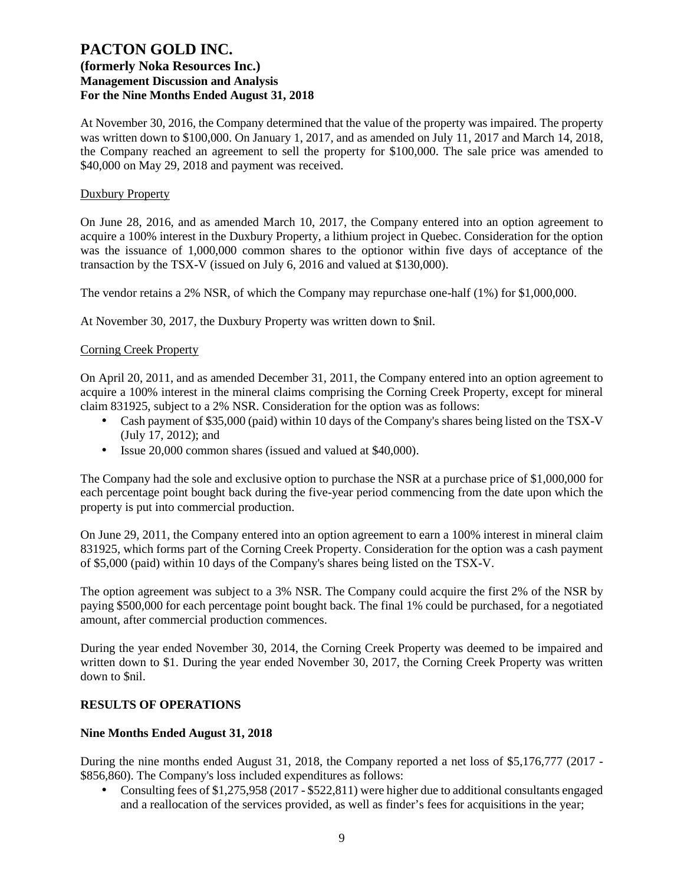At November 30, 2016, the Company determined that the value of the property was impaired. The property was written down to $100,000. On January 1, 2017, and as amended on July 11, 2017 and March 14, 2018, the Company reached an agreement to sell the property for $100,000. The sale price was amended to $40,000 on May 29, 2018 and payment was received.

Duxbury Property

On June 28, 2016, and as amended March 10, 2017, the Company entered into an option agreement to acquire a 100% interest in the Duxbury Property, a lithium project in Quebec. Consideration for the option was the issuance of 1,000,000 common shares to the optionor within five days of acceptance of the transaction by the TSX-V (issued on July 6, 2016 and valued at $130,000).

The vendor retains a 2% NSR, of which the Company may repurchase one-half (1%) for $1,000,000.

At November 30, 2017, the Duxbury Property was written down to $nil.

Corning Creek Property

On April 20, 2011, and as amended December 31, 2011, the Company entered into an option agreement to acquire a 100% interest in the mineral claims comprising the Corning Creek Property, except for mineral claim 831925, subject to a 2% NSR. Consideration for the option was as follows:

- Cash payment of $35,000 (paid) within 10 days of the Company's shares being listed on the TSX-V (July 17, 2012); and
- Issue 20,000 common shares (issued and valued at $40,000).

The Company had the sole and exclusive option to purchase the NSR at a purchase price of $1,000,000 for each percentage point bought back during the five-year period commencing from the date upon which the property is put into commercial production.

On June 29, 2011, the Company entered into an option agreement to earn a 100% interest in mineral claim 831925, which forms part of the Corning Creek Property. Consideration for the option was a cash payment of $5,000 (paid) within 10 days of the Company's shares being listed on the TSX-V.

The option agreement was subject to a 3% NSR. The Company could acquire the first 2% of the NSR by paying $500,000 for each percentage point bought back. The final 1% could be purchased, for a negotiated amount, after commercial production commences.

During the year ended November 30, 2014, the Corning Creek Property was deemed to be impaired and written down to $1. During the year ended November 30, 2017, the Corning Creek Property was written down to $nil.

## RESULTS OF OPERATIONS

### Nine Months Ended August 31, 2018

During the nine months ended August 31, 2018, the Company reported a net loss of $5,176,777 (2017 - $856,860). The Company's loss included expenditures as follows:

- Consulting fees of $1,275,958 (2017 - $522,811) were higher due to additional consultants engaged and a reallocation of the services provided, as well as finder's fees for acquisitions in the year;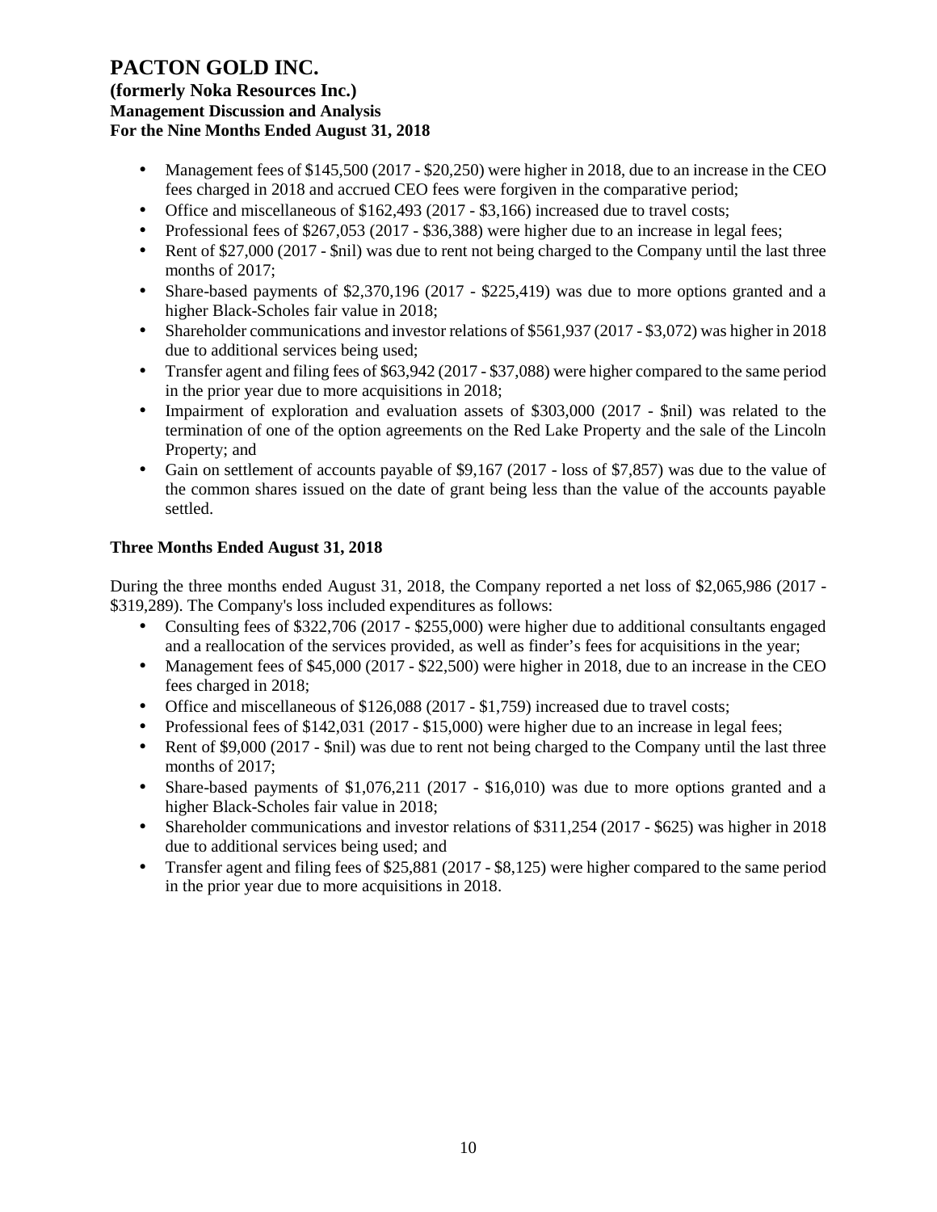- Management fees of $145,500 (2017 - $20,250) were higher in 2018, due to an increase in the CEO fees charged in 2018 and accrued CEO fees were forgiven in the comparative period;
- Office and miscellaneous of $162,493 (2017 - $3,166) increased due to travel costs;
- Professional fees of $267,053 (2017 - $36,388) were higher due to an increase in legal fees;
- Rent of $27,000 (2017 - $nil) was due to rent not being charged to the Company until the last three months of 2017;
- Share-based payments of $2,370,196 (2017 - $225,419) was due to more options granted and a higher Black-Scholes fair value in 2018;
- Shareholder communications and investor relations of $561,937 (2017 - $3,072) was higher in 2018 due to additional services being used;
- Transfer agent and filing fees of $63,942 (2017 - $37,088) were higher compared to the same period in the prior year due to more acquisitions in 2018;
- Impairment of exploration and evaluation assets of $303,000 (2017 - $nil) was related to the termination of one of the option agreements on the Red Lake Property and the sale of the Lincoln Property; and
- Gain on settlement of accounts payable of $9,167 (2017 - loss of $7,857) was due to the value of the common shares issued on the date of grant being less than the value of the accounts payable settled.

**Three Months Ended August 31, 2018**

During the three months ended August 31, 2018, the Company reported a net loss of $2,065,986 (2017 - $319,289). The Company's loss included expenditures as follows:

- Consulting fees of $322,706 (2017 - $255,000) were higher due to additional consultants engaged and a reallocation of the services provided, as well as finder's fees for acquisitions in the year;
- Management fees of $45,000 (2017 - $22,500) were higher in 2018, due to an increase in the CEO fees charged in 2018;
- Office and miscellaneous of $126,088 (2017 - $1,759) increased due to travel costs;
- Professional fees of $142,031 (2017 - $15,000) were higher due to an increase in legal fees;
- Rent of $9,000 (2017 - $nil) was due to rent not being charged to the Company until the last three months of 2017;
- Share-based payments of $1,076,211 (2017 - $16,010) was due to more options granted and a higher Black-Scholes fair value in 2018;
- Shareholder communications and investor relations of $311,254 (2017 - $625) was higher in 2018 due to additional services being used; and
- Transfer agent and filing fees of $25,881 (2017 - $8,125) were higher compared to the same period in the prior year due to more acquisitions in 2018.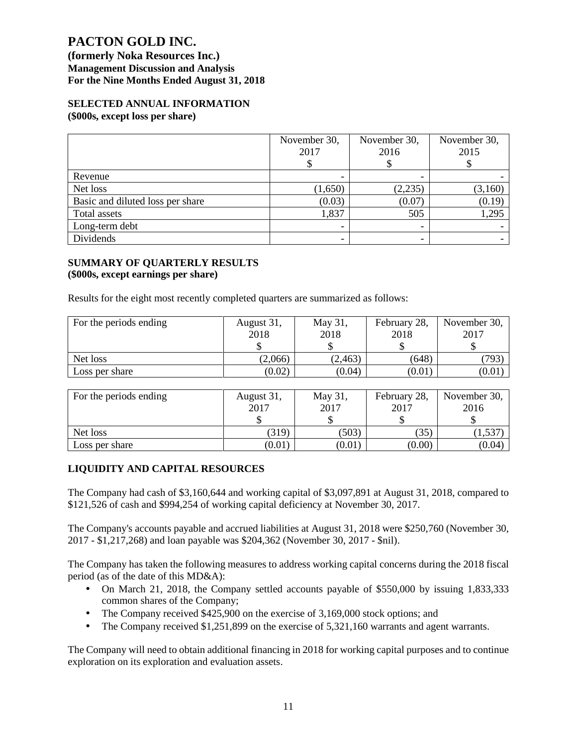# PACTON GOLD INC.

**(formerly Noka Resources Inc.)**
**Management Discussion and Analysis**
**For the Nine Months Ended August 31, 2018**

## SELECTED ANNUAL INFORMATION

**($000s, except loss per share)**

| | November 30, 2017 $ | November 30, 2016 $ | November 30, 2015 $ |
|---|---|---|---|
| Revenue | - | - | - |
| Net loss | (1,650) | (2,235) | (3,160) |
| Basic and diluted loss per share | (0.03) | (0.07) | (0.19) |
| Total assets | 1,837 | 505 | 1,295 |
| Long-term debt | - | - | - |
| Dividends | - | - | - |

## SUMMARY OF QUARTERLY RESULTS

**($000s, except earnings per share)**

Results for the eight most recently completed quarters are summarized as follows:

| For the periods ending | August 31, 2018 $ | May 31, 2018 $ | February 28, 2018 $ | November 30, 2017 $ |
|---|---|---|---|---|
| Net loss | (2,066) | (2,463) | (648) | (793) |
| Loss per share | (0.02) | (0.04) | (0.01) | (0.01) |

| For the periods ending | August 31, 2017 $ | May 31, 2017 $ | February 28, 2017 $ | November 30, 2016 $ |
|---|---|---|---|---|
| Net loss | (319) | (503) | (35) | (1,537) |
| Loss per share | (0.01) | (0.01) | (0.00) | (0.04) |

## LIQUIDITY AND CAPITAL RESOURCES

The Company had cash of $3,160,644 and working capital of $3,097,891 at August 31, 2018, compared to $121,526 of cash and $994,254 of working capital deficiency at November 30, 2017.

The Company's accounts payable and accrued liabilities at August 31, 2018 were $250,760 (November 30, 2017 - $1,217,268) and loan payable was $204,362 (November 30, 2017 - $nil).

The Company has taken the following measures to address working capital concerns during the 2018 fiscal period (as of the date of this MD&A):

- On March 21, 2018, the Company settled accounts payable of $550,000 by issuing 1,833,333 common shares of the Company;
- The Company received $425,900 on the exercise of 3,169,000 stock options; and
- The Company received $1,251,899 on the exercise of 5,321,160 warrants and agent warrants.

The Company will need to obtain additional financing in 2018 for working capital purposes and to continue exploration on its exploration and evaluation assets.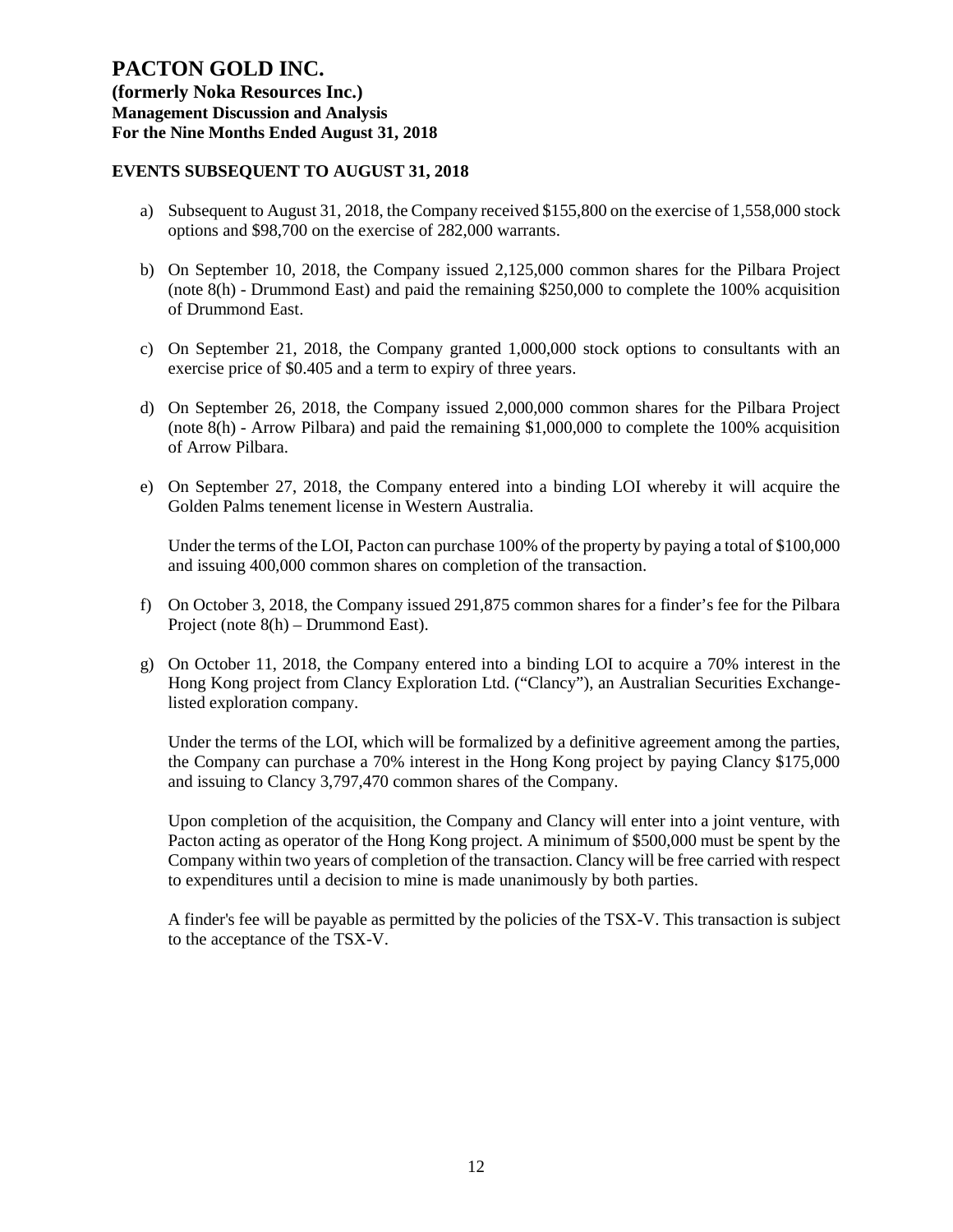# PACTON GOLD INC.

**(formerly Noka Resources Inc.)**
**Management Discussion and Analysis**
**For the Nine Months Ended August 31, 2018**

## EVENTS SUBSEQUENT TO AUGUST 31, 2018

a) Subsequent to August 31, 2018, the Company received $155,800 on the exercise of 1,558,000 stock options and $98,700 on the exercise of 282,000 warrants.

b) On September 10, 2018, the Company issued 2,125,000 common shares for the Pilbara Project (note 8(h) - Drummond East) and paid the remaining $250,000 to complete the 100% acquisition of Drummond East.

c) On September 21, 2018, the Company granted 1,000,000 stock options to consultants with an exercise price of $0.405 and a term to expiry of three years.

d) On September 26, 2018, the Company issued 2,000,000 common shares for the Pilbara Project (note 8(h) - Arrow Pilbara) and paid the remaining $1,000,000 to complete the 100% acquisition of Arrow Pilbara.

e) On September 27, 2018, the Company entered into a binding LOI whereby it will acquire the Golden Palms tenement license in Western Australia.

   Under the terms of the LOI, Pacton can purchase 100% of the property by paying a total of $100,000 and issuing 400,000 common shares on completion of the transaction.

f) On October 3, 2018, the Company issued 291,875 common shares for a finder's fee for the Pilbara Project (note 8(h) – Drummond East).

g) On October 11, 2018, the Company entered into a binding LOI to acquire a 70% interest in the Hong Kong project from Clancy Exploration Ltd. ("Clancy"), an Australian Securities Exchange-listed exploration company.

   Under the terms of the LOI, which will be formalized by a definitive agreement among the parties, the Company can purchase a 70% interest in the Hong Kong project by paying Clancy $175,000 and issuing to Clancy 3,797,470 common shares of the Company.

   Upon completion of the acquisition, the Company and Clancy will enter into a joint venture, with Pacton acting as operator of the Hong Kong project. A minimum of $500,000 must be spent by the Company within two years of completion of the transaction. Clancy will be free carried with respect to expenditures until a decision to mine is made unanimously by both parties.

   A finder's fee will be payable as permitted by the policies of the TSX-V. This transaction is subject to the acceptance of the TSX-V.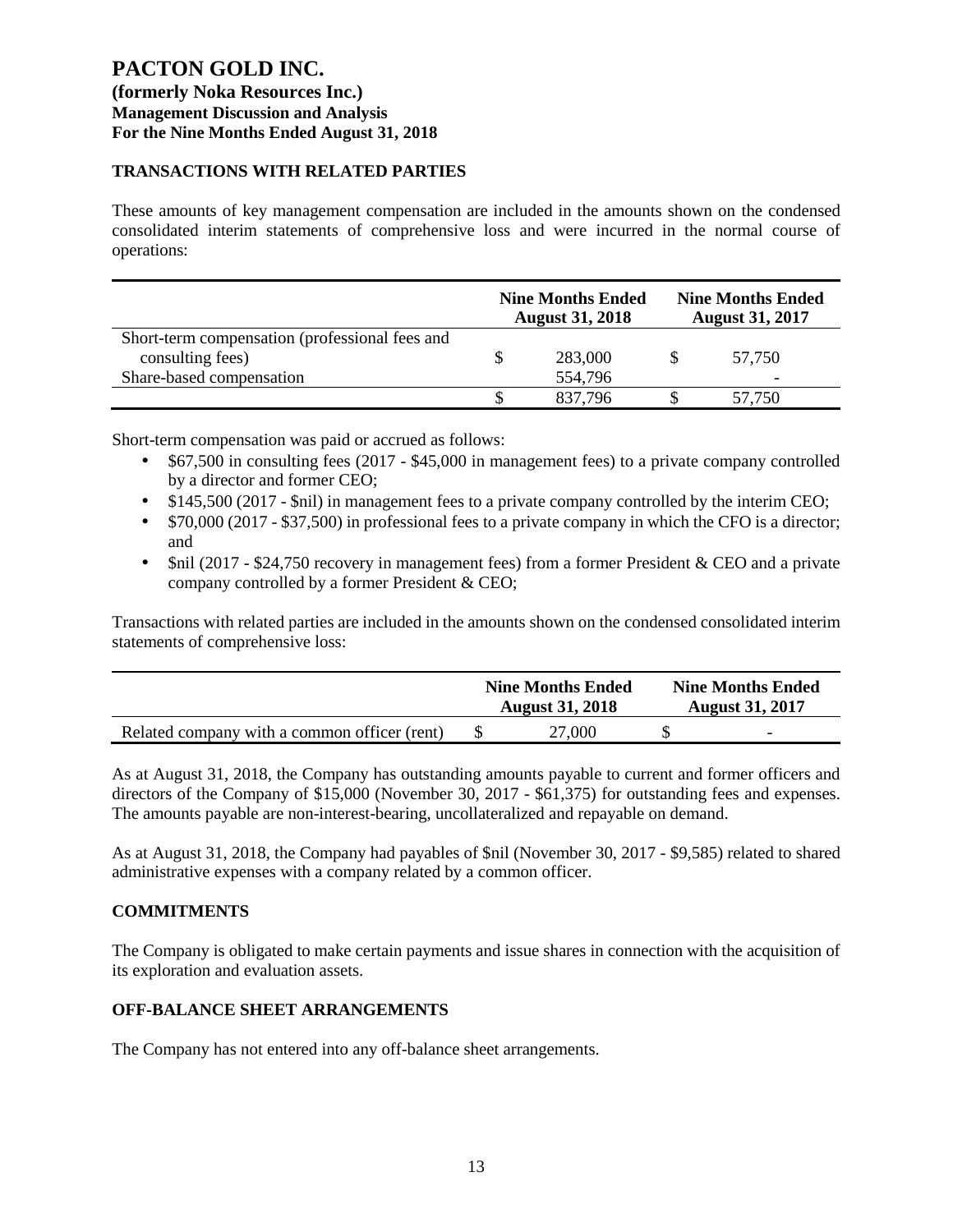# PACTON GOLD INC.
**(formerly Noka Resources Inc.)**
**Management Discussion and Analysis**
**For the Nine Months Ended August 31, 2018**

## TRANSACTIONS WITH RELATED PARTIES

These amounts of key management compensation are included in the amounts shown on the condensed consolidated interim statements of comprehensive loss and were incurred in the normal course of operations:

| | Nine Months Ended August 31, 2018 | Nine Months Ended August 31, 2017 |
|---|---|---|
| Short-term compensation (professional fees and consulting fees) | $ 283,000 | $ 57,750 |
| Share-based compensation | 554,796 | - |
| | $ 837,796 | $ 57,750 |

Short-term compensation was paid or accrued as follows:

- $67,500 in consulting fees (2017 - $45,000 in management fees) to a private company controlled by a director and former CEO;
- $145,500 (2017 - $nil) in management fees to a private company controlled by the interim CEO;
- $70,000 (2017 - $37,500) in professional fees to a private company in which the CFO is a director; and
- $nil (2017 - $24,750 recovery in management fees) from a former President & CEO and a private company controlled by a former President & CEO;

Transactions with related parties are included in the amounts shown on the condensed consolidated interim statements of comprehensive loss:

| | Nine Months Ended August 31, 2018 | Nine Months Ended August 31, 2017 |
|---|---|---|
| Related company with a common officer (rent) | $ 27,000 | $ - |

As at August 31, 2018, the Company has outstanding amounts payable to current and former officers and directors of the Company of $15,000 (November 30, 2017 - $61,375) for outstanding fees and expenses. The amounts payable are non-interest-bearing, uncollateralized and repayable on demand.

As at August 31, 2018, the Company had payables of $nil (November 30, 2017 - $9,585) related to shared administrative expenses with a company related by a common officer.

## COMMITMENTS

The Company is obligated to make certain payments and issue shares in connection with the acquisition of its exploration and evaluation assets.

## OFF-BALANCE SHEET ARRANGEMENTS

The Company has not entered into any off-balance sheet arrangements.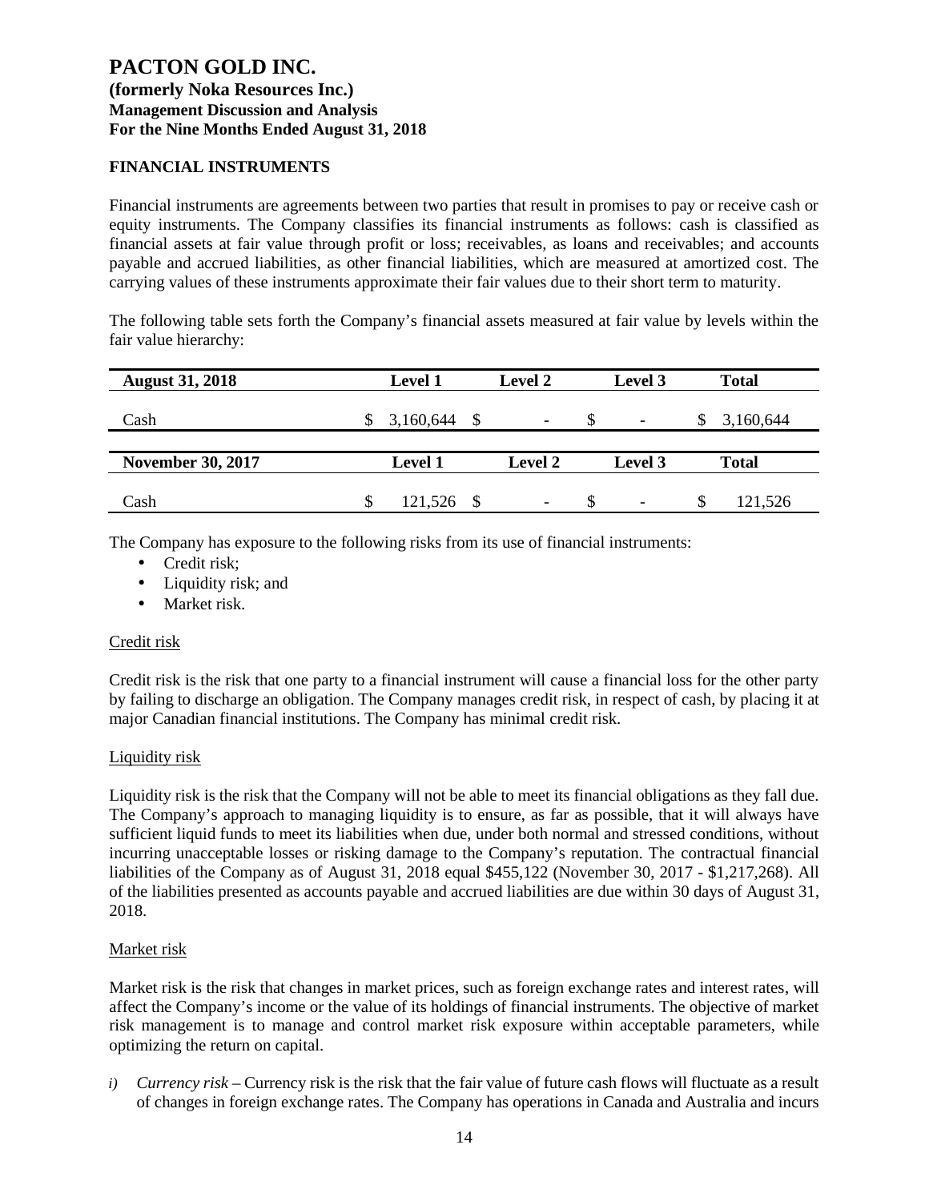# PACTON GOLD INC.

**(formerly Noka Resources Inc.)**
**Management Discussion and Analysis**
**For the Nine Months Ended August 31, 2018**

## FINANCIAL INSTRUMENTS

Financial instruments are agreements between two parties that result in promises to pay or receive cash or equity instruments. The Company classifies its financial instruments as follows: cash is classified as financial assets at fair value through profit or loss; receivables, as loans and receivables; and accounts payable and accrued liabilities, as other financial liabilities, which are measured at amortized cost. The carrying values of these instruments approximate their fair values due to their short term to maturity.

The following table sets forth the Company's financial assets measured at fair value by levels within the fair value hierarchy:

| **August 31, 2018** | **Level 1** | **Level 2** | **Level 3** | **Total** |
|---|---|---|---|---|
| Cash | $ 3,160,644 | $ - | $ - | $ 3,160,644 |
| **November 30, 2017** | **Level 1** | **Level 2** | **Level 3** | **Total** |
| Cash | $ 121,526 | $ - | $ - | $ 121,526 |

The Company has exposure to the following risks from its use of financial instruments:

- Credit risk;
- Liquidity risk; and
- Market risk.

Credit risk

Credit risk is the risk that one party to a financial instrument will cause a financial loss for the other party by failing to discharge an obligation. The Company manages credit risk, in respect of cash, by placing it at major Canadian financial institutions. The Company has minimal credit risk.

Liquidity risk

Liquidity risk is the risk that the Company will not be able to meet its financial obligations as they fall due. The Company's approach to managing liquidity is to ensure, as far as possible, that it will always have sufficient liquid funds to meet its liabilities when due, under both normal and stressed conditions, without incurring unacceptable losses or risking damage to the Company's reputation. The contractual financial liabilities of the Company as of August 31, 2018 equal $455,122 (November 30, 2017 - $1,217,268). All of the liabilities presented as accounts payable and accrued liabilities are due within 30 days of August 31, 2018.

Market risk

Market risk is the risk that changes in market prices, such as foreign exchange rates and interest rates, will affect the Company's income or the value of its holdings of financial instruments. The objective of market risk management is to manage and control market risk exposure within acceptable parameters, while optimizing the return on capital.

*i)* *Currency risk* – Currency risk is the risk that the fair value of future cash flows will fluctuate as a result of changes in foreign exchange rates. The Company has operations in Canada and Australia and incurs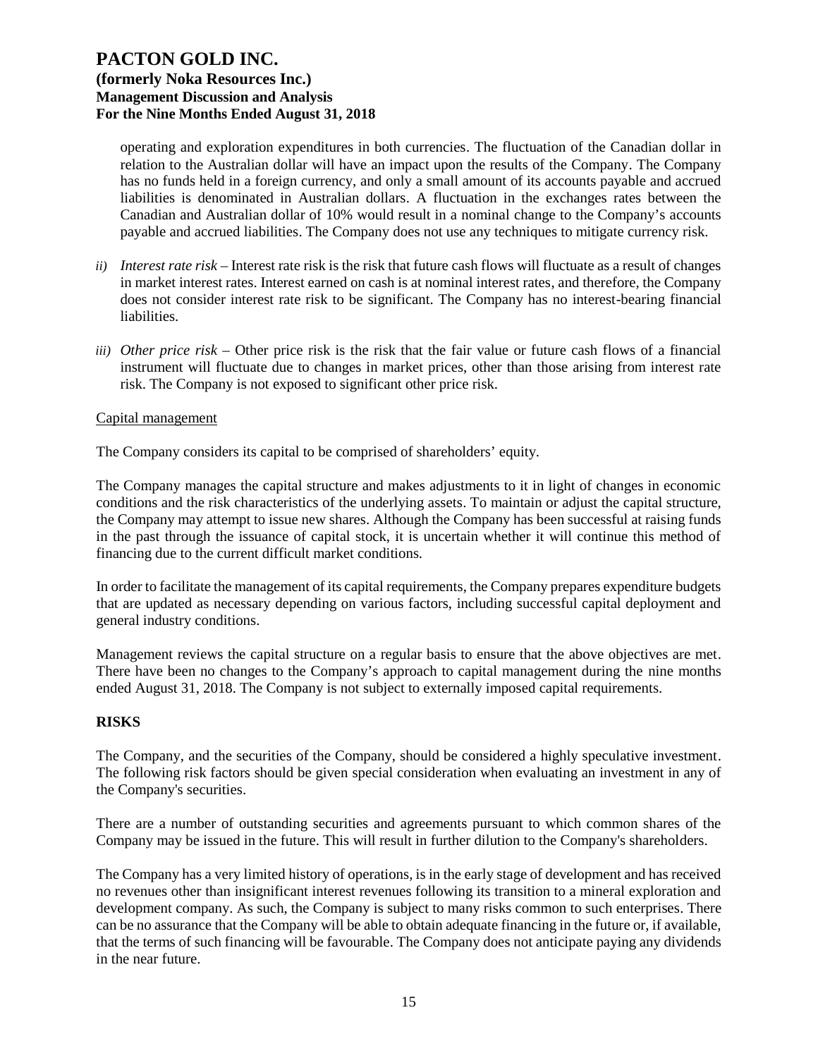operating and exploration expenditures in both currencies. The fluctuation of the Canadian dollar in relation to the Australian dollar will have an impact upon the results of the Company. The Company has no funds held in a foreign currency, and only a small amount of its accounts payable and accrued liabilities is denominated in Australian dollars. A fluctuation in the exchanges rates between the Canadian and Australian dollar of 10% would result in a nominal change to the Company's accounts payable and accrued liabilities. The Company does not use any techniques to mitigate currency risk.

*ii) Interest rate risk* – Interest rate risk is the risk that future cash flows will fluctuate as a result of changes in market interest rates. Interest earned on cash is at nominal interest rates, and therefore, the Company does not consider interest rate risk to be significant. The Company has no interest-bearing financial liabilities.

*iii) Other price risk* – Other price risk is the risk that the fair value or future cash flows of a financial instrument will fluctuate due to changes in market prices, other than those arising from interest rate risk. The Company is not exposed to significant other price risk.

Capital management

The Company considers its capital to be comprised of shareholders' equity.

The Company manages the capital structure and makes adjustments to it in light of changes in economic conditions and the risk characteristics of the underlying assets. To maintain or adjust the capital structure, the Company may attempt to issue new shares. Although the Company has been successful at raising funds in the past through the issuance of capital stock, it is uncertain whether it will continue this method of financing due to the current difficult market conditions.

In order to facilitate the management of its capital requirements, the Company prepares expenditure budgets that are updated as necessary depending on various factors, including successful capital deployment and general industry conditions.

Management reviews the capital structure on a regular basis to ensure that the above objectives are met. There have been no changes to the Company's approach to capital management during the nine months ended August 31, 2018. The Company is not subject to externally imposed capital requirements.

## RISKS

The Company, and the securities of the Company, should be considered a highly speculative investment. The following risk factors should be given special consideration when evaluating an investment in any of the Company's securities.

There are a number of outstanding securities and agreements pursuant to which common shares of the Company may be issued in the future. This will result in further dilution to the Company's shareholders.

The Company has a very limited history of operations, is in the early stage of development and has received no revenues other than insignificant interest revenues following its transition to a mineral exploration and development company. As such, the Company is subject to many risks common to such enterprises. There can be no assurance that the Company will be able to obtain adequate financing in the future or, if available, that the terms of such financing will be favourable. The Company does not anticipate paying any dividends in the near future.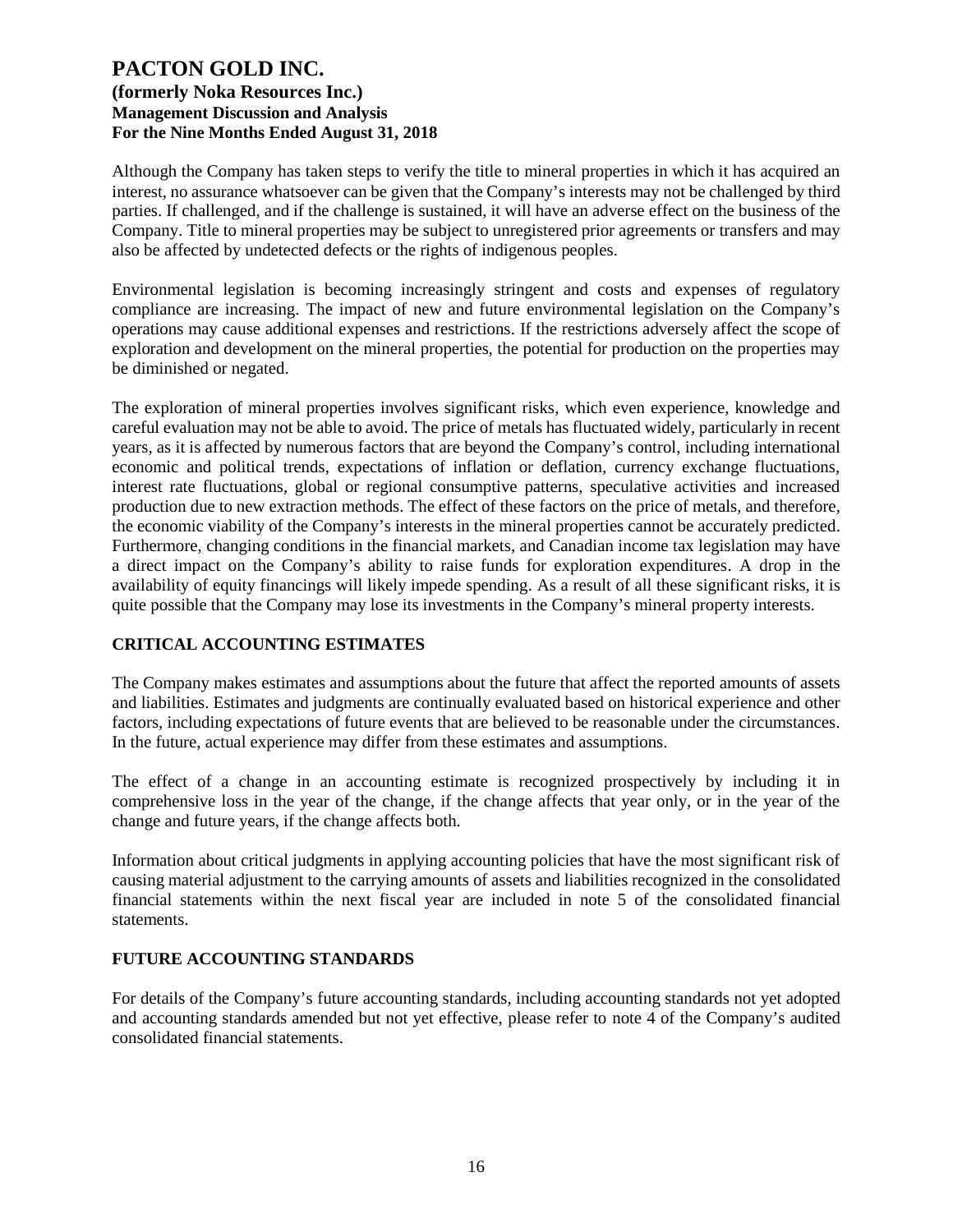Although the Company has taken steps to verify the title to mineral properties in which it has acquired an interest, no assurance whatsoever can be given that the Company's interests may not be challenged by third parties. If challenged, and if the challenge is sustained, it will have an adverse effect on the business of the Company. Title to mineral properties may be subject to unregistered prior agreements or transfers and may also be affected by undetected defects or the rights of indigenous peoples.

Environmental legislation is becoming increasingly stringent and costs and expenses of regulatory compliance are increasing. The impact of new and future environmental legislation on the Company's operations may cause additional expenses and restrictions. If the restrictions adversely affect the scope of exploration and development on the mineral properties, the potential for production on the properties may be diminished or negated.

The exploration of mineral properties involves significant risks, which even experience, knowledge and careful evaluation may not be able to avoid. The price of metals has fluctuated widely, particularly in recent years, as it is affected by numerous factors that are beyond the Company's control, including international economic and political trends, expectations of inflation or deflation, currency exchange fluctuations, interest rate fluctuations, global or regional consumptive patterns, speculative activities and increased production due to new extraction methods. The effect of these factors on the price of metals, and therefore, the economic viability of the Company's interests in the mineral properties cannot be accurately predicted. Furthermore, changing conditions in the financial markets, and Canadian income tax legislation may have a direct impact on the Company's ability to raise funds for exploration expenditures. A drop in the availability of equity financings will likely impede spending. As a result of all these significant risks, it is quite possible that the Company may lose its investments in the Company's mineral property interests.

## CRITICAL ACCOUNTING ESTIMATES

The Company makes estimates and assumptions about the future that affect the reported amounts of assets and liabilities. Estimates and judgments are continually evaluated based on historical experience and other factors, including expectations of future events that are believed to be reasonable under the circumstances. In the future, actual experience may differ from these estimates and assumptions.

The effect of a change in an accounting estimate is recognized prospectively by including it in comprehensive loss in the year of the change, if the change affects that year only, or in the year of the change and future years, if the change affects both.

Information about critical judgments in applying accounting policies that have the most significant risk of causing material adjustment to the carrying amounts of assets and liabilities recognized in the consolidated financial statements within the next fiscal year are included in note 5 of the consolidated financial statements.

## FUTURE ACCOUNTING STANDARDS

For details of the Company's future accounting standards, including accounting standards not yet adopted and accounting standards amended but not yet effective, please refer to note 4 of the Company's audited consolidated financial statements.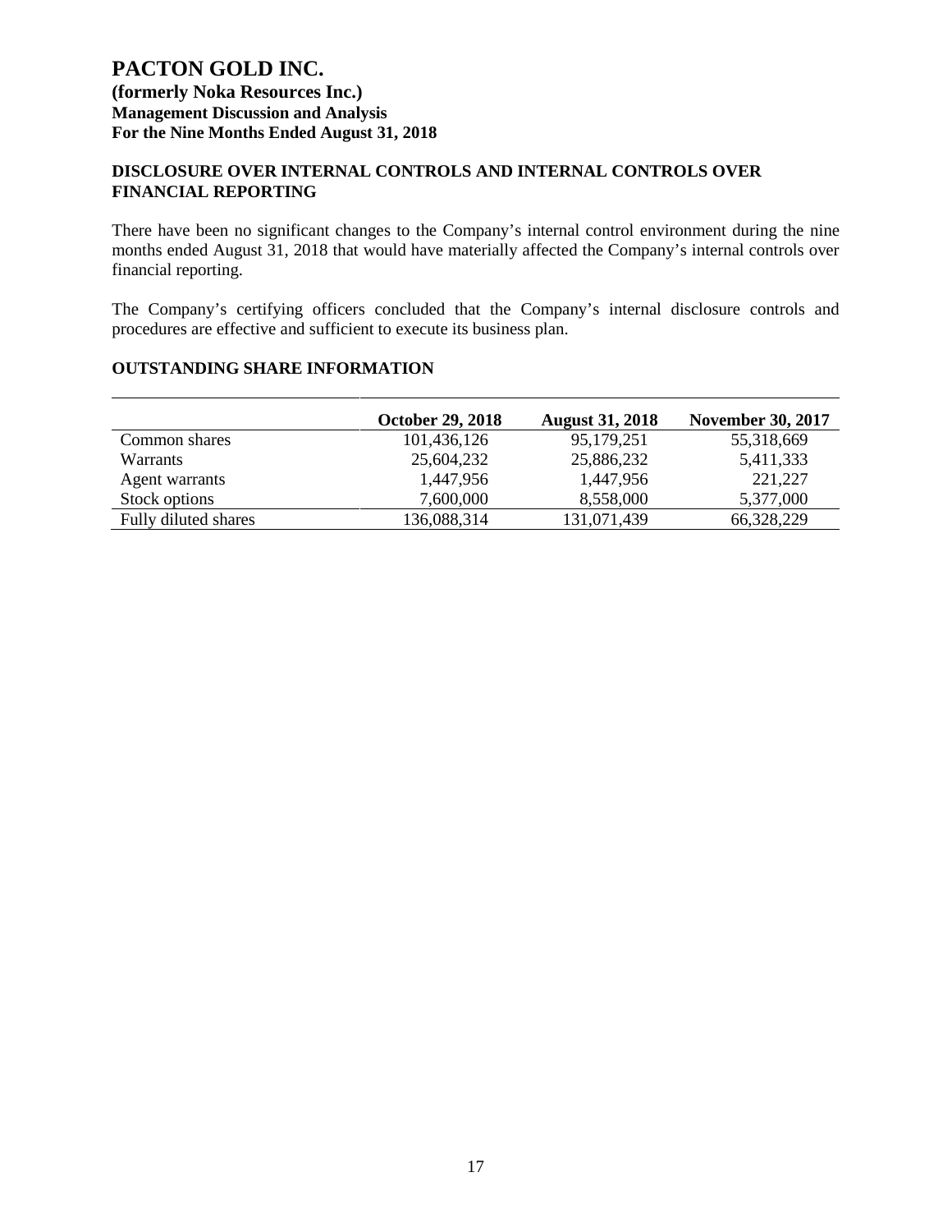# PACTON GOLD INC.
**(formerly Noka Resources Inc.)**
**Management Discussion and Analysis**
**For the Nine Months Ended August 31, 2018**

## DISCLOSURE OVER INTERNAL CONTROLS AND INTERNAL CONTROLS OVER FINANCIAL REPORTING

There have been no significant changes to the Company's internal control environment during the nine months ended August 31, 2018 that would have materially affected the Company's internal controls over financial reporting.

The Company's certifying officers concluded that the Company's internal disclosure controls and procedures are effective and sufficient to execute its business plan.

## OUTSTANDING SHARE INFORMATION

| | October 29, 2018 | August 31, 2018 | November 30, 2017 |
|---|---|---|---|
| Common shares | 101,436,126 | 95,179,251 | 55,318,669 |
| Warrants | 25,604,232 | 25,886,232 | 5,411,333 |
| Agent warrants | 1,447,956 | 1,447,956 | 221,227 |
| Stock options | 7,600,000 | 8,558,000 | 5,377,000 |
| Fully diluted shares | 136,088,314 | 131,071,439 | 66,328,229 |